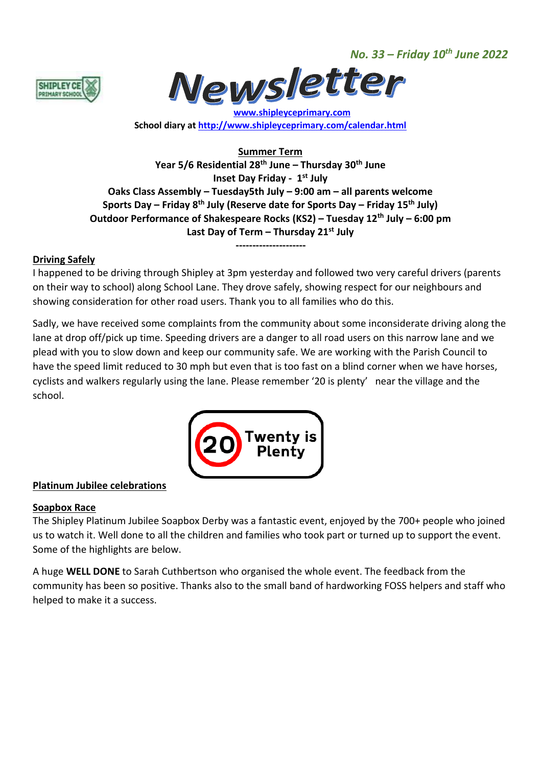*No. 33 – Friday 10th June 2022*

# Newsletter

www.shipleyceprimary.com

**School diary at http://www.shipleyceprimary.com/calendar.html**

**Summer Term**

**Year 5/6 Residential 28th June – Thursday 30th June**

**Inset Day Friday - 1st July**

**Oaks Class Assembly – Tuesday5th July – 9:00 am – all parents welcome**

**Sports Day – Friday 8th July (Reserve date for Sports Day – Friday 15th July)**

**Outdoor Performance of Shakespeare Rocks (KS2) – Tuesday 12th July – 6:00 pm**

**Last Day of Term – Thursday 21st July**

---------------------

## Driving Safely

I happened to be driving through Shipley at 3pm yesterday and followed two very careful drivers (parents on their way to school) along School Lane. They drove safely, showing respect for our neighbours and showing consideration for other road users. Thank you to all families who do this.

Sadly, we have received some complaints from the community about some inconsiderate driving along the lane at drop off/pick up time. Speeding drivers are a danger to all road users on this narrow lane and we plead with you to slow down and keep our community safe. We are working with the Parish Council to have the speed limit reduced to 30 mph but even that is too fast on a blind corner when we have horses, cyclists and walkers regularly using the lane. Please remember '20 is plenty' near the village and the school.

20 Twenty is Plenty

## Platinum Jubilee celebrations

### Soapbox Race

The Shipley Platinum Jubilee Soapbox Derby was a fantastic event, enjoyed by the 700+ people who joined us to watch it. Well done to all the children and families who took part or turned up to support the event. Some of the highlights are below.

A huge **WELL DONE** to Sarah Cuthbertson who organised the whole event. The feedback from the community has been so positive. Thanks also to the small band of hardworking FOSS helpers and staff who helped to make it a success.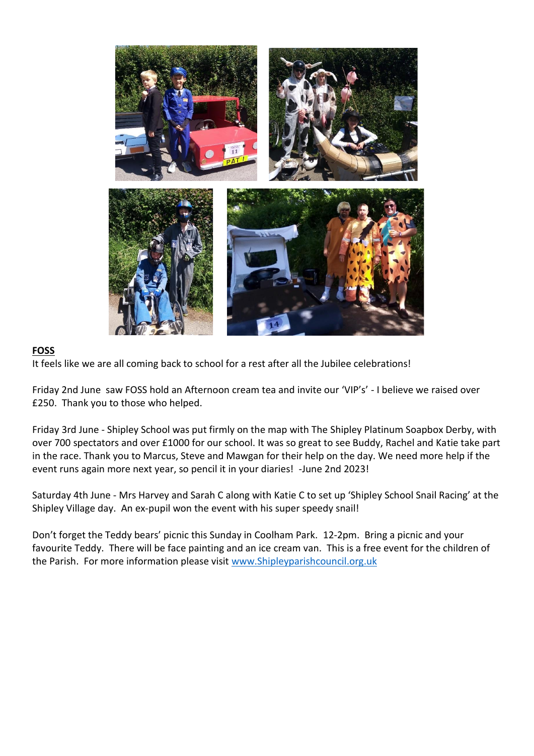**FOSS**

It feels like we are all coming back to school for a rest after all the Jubilee celebrations!

Friday 2nd June saw FOSS hold an Afternoon cream tea and invite our 'VIP's' - I believe we raised over £250. Thank you to those who helped.

Friday 3rd June - Shipley School was put firmly on the map with The Shipley Platinum Soapbox Derby, with over 700 spectators and over £1000 for our school. It was so great to see Buddy, Rachel and Katie take part in the race. Thank you to Marcus, Steve and Mawgan for their help on the day. We need more help if the event runs again more next year, so pencil it in your diaries! -June 2nd 2023!

Saturday 4th June - Mrs Harvey and Sarah C along with Katie C to set up 'Shipley School Snail Racing' at the Shipley Village day. An ex-pupil won the event with his super speedy snail!

Don't forget the Teddy bears' picnic this Sunday in Coolham Park. 12-2pm. Bring a picnic and your favourite Teddy. There will be face painting and an ice cream van. This is a free event for the children of the Parish. For more information please visit [www.Shipleyparishcouncil.org.uk](http://www.Shipleyparishcouncil.org.uk)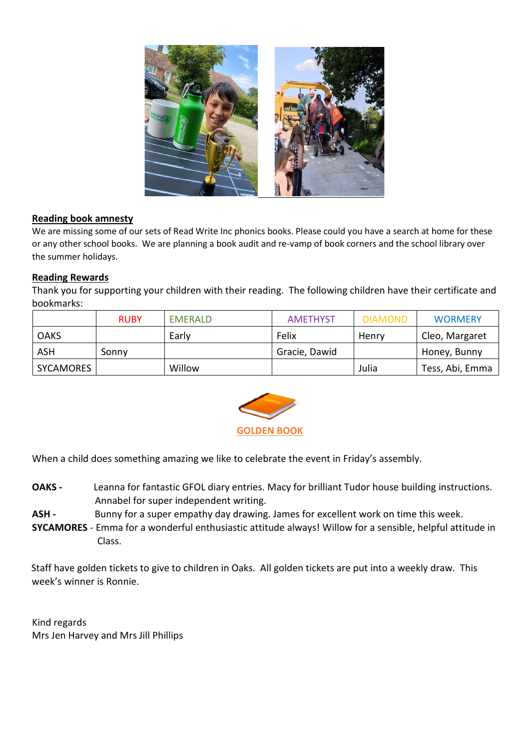**Reading book amnesty**

We are missing some of our sets of Read Write Inc phonics books. Please could you have a search at home for these or any other school books. We are planning a book audit and re-vamp of book corners and the school library over the summer holidays.

**Reading Rewards**

Thank you for supporting your children with their reading. The following children have their certificate and bookmarks:

| | RUBY | EMERALD | AMETHYST | DIAMOND | WORMERY |
|---|---|---|---|---|---|
| OAKS | | Early | Felix | Henry | Cleo, Margaret |
| ASH | Sonny | | Gracie, Dawid | | Honey, Bunny |
| SYCAMORES | | Willow | | Julia | Tess, Abi, Emma |

**GOLDEN BOOK**

When a child does something amazing we like to celebrate the event in Friday's assembly.

**OAKS -** Leanna for fantastic GFOL diary entries. Macy for brilliant Tudor house building instructions. Annabel for super independent writing.

**ASH -** Bunny for a super empathy day drawing. James for excellent work on time this week.

**SYCAMORES** - Emma for a wonderful enthusiastic attitude always! Willow for a sensible, helpful attitude in Class.

Staff have golden tickets to give to children in Oaks. All golden tickets are put into a weekly draw. This week's winner is Ronnie.

Kind regards
Mrs Jen Harvey and Mrs Jill Phillips